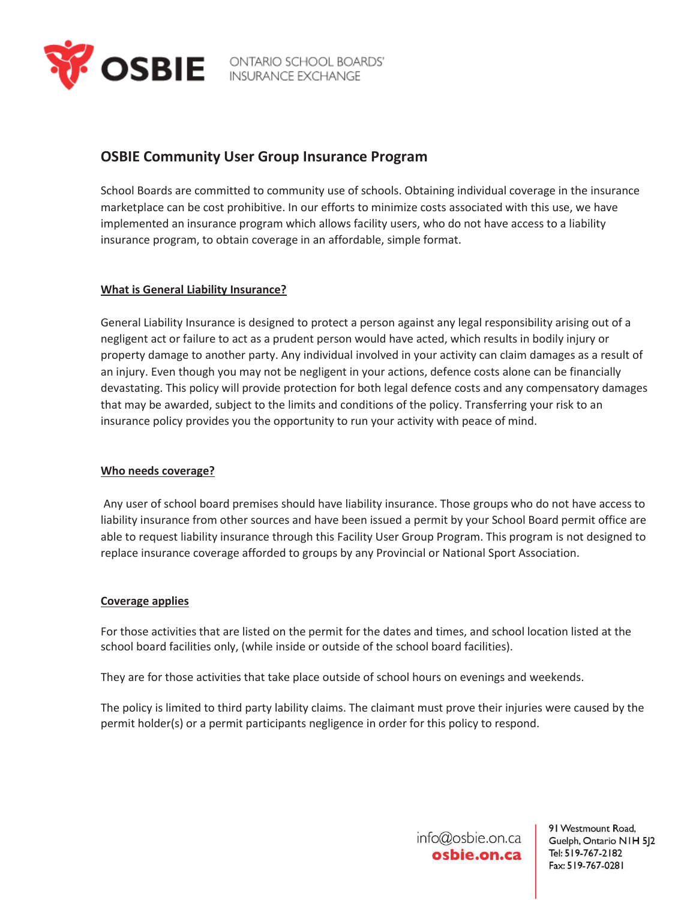OSBIE ONTARIO SCHOOL BOARDS' INSURANCE EXCHANGE

# OSBIE Community User Group Insurance Program

School Boards are committed to community use of schools. Obtaining individual coverage in the insurance marketplace can be cost prohibitive. In our efforts to minimize costs associated with this use, we have implemented an insurance program which allows facility users, who do not have access to a liability insurance program, to obtain coverage in an affordable, simple format.

## What is General Liability Insurance?

General Liability Insurance is designed to protect a person against any legal responsibility arising out of a negligent act or failure to act as a prudent person would have acted, which results in bodily injury or property damage to another party. Any individual involved in your activity can claim damages as a result of an injury. Even though you may not be negligent in your actions, defence costs alone can be financially devastating. This policy will provide protection for both legal defence costs and any compensatory damages that may be awarded, subject to the limits and conditions of the policy. Transferring your risk to an insurance policy provides you the opportunity to run your activity with peace of mind.

## Who needs coverage?

Any user of school board premises should have liability insurance. Those groups who do not have access to liability insurance from other sources and have been issued a permit by your School Board permit office are able to request liability insurance through this Facility User Group Program. This program is not designed to replace insurance coverage afforded to groups by any Provincial or National Sport Association.

## Coverage applies

For those activities that are listed on the permit for the dates and times, and school location listed at the school board facilities only, (while inside or outside of the school board facilities).

They are for those activities that take place outside of school hours on evenings and weekends.

The policy is limited to third party lability claims. The claimant must prove their injuries were caused by the permit holder(s) or a permit participants negligence in order for this policy to respond.

info@osbie.on.ca
osbie.on.ca

91 Westmount Road,
Guelph, Ontario N1H 5J2
Tel: 519-767-2182
Fax: 519-767-0281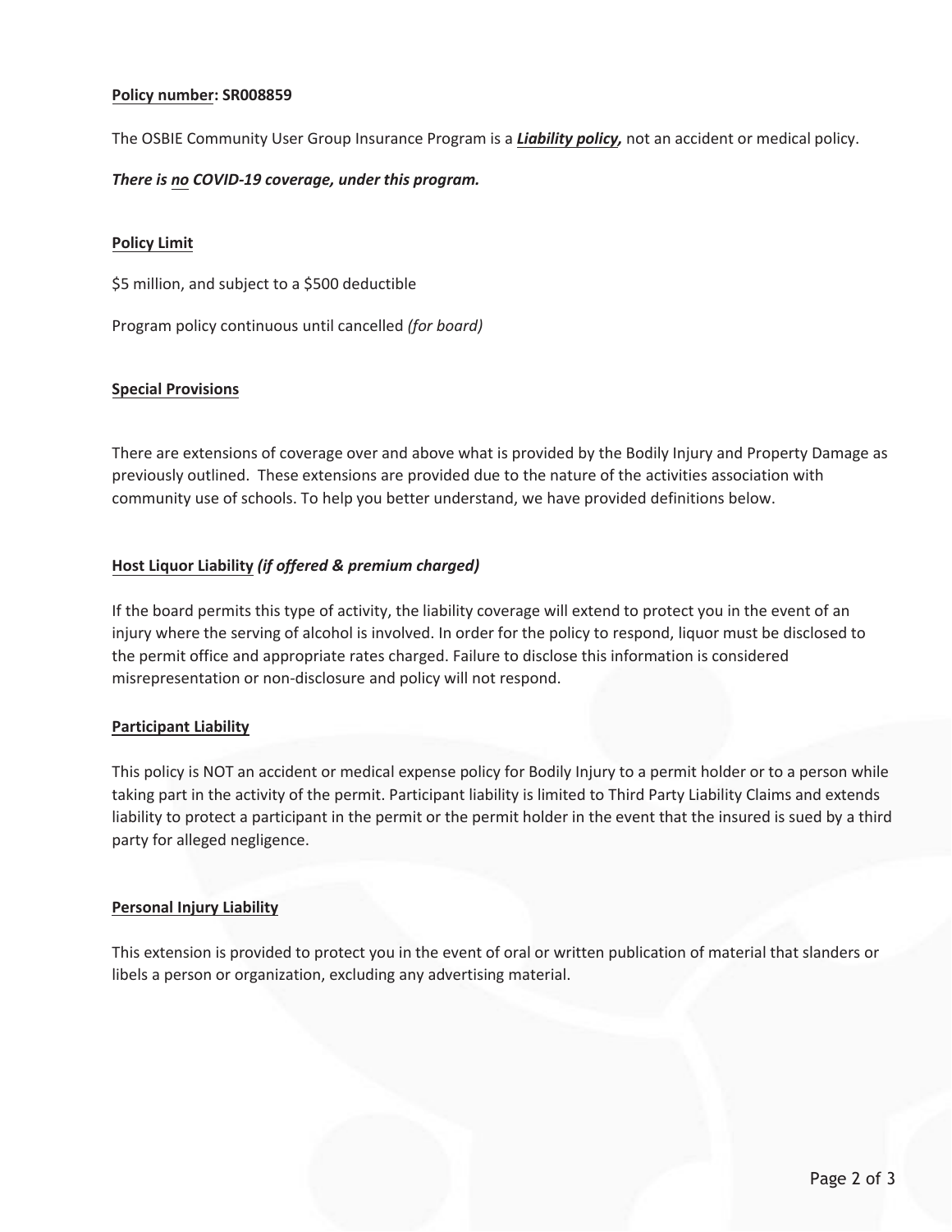**Policy number: SR008859**

The OSBIE Community User Group Insurance Program is a ***Liability policy,*** not an accident or medical policy.

***There is no COVID-19 coverage, under this program.***

**Policy Limit**

$5 million, and subject to a $500 deductible

Program policy continuous until cancelled *(for board)*

**Special Provisions**

There are extensions of coverage over and above what is provided by the Bodily Injury and Property Damage as previously outlined. These extensions are provided due to the nature of the activities association with community use of schools. To help you better understand, we have provided definitions below.

**Host Liquor Liability** ***(if offered & premium charged)***

If the board permits this type of activity, the liability coverage will extend to protect you in the event of an injury where the serving of alcohol is involved. In order for the policy to respond, liquor must be disclosed to the permit office and appropriate rates charged. Failure to disclose this information is considered misrepresentation or non-disclosure and policy will not respond.

**Participant Liability**

This policy is NOT an accident or medical expense policy for Bodily Injury to a permit holder or to a person while taking part in the activity of the permit. Participant liability is limited to Third Party Liability Claims and extends liability to protect a participant in the permit or the permit holder in the event that the insured is sued by a third party for alleged negligence.

**Personal Injury Liability**

This extension is provided to protect you in the event of oral or written publication of material that slanders or libels a person or organization, excluding any advertising material.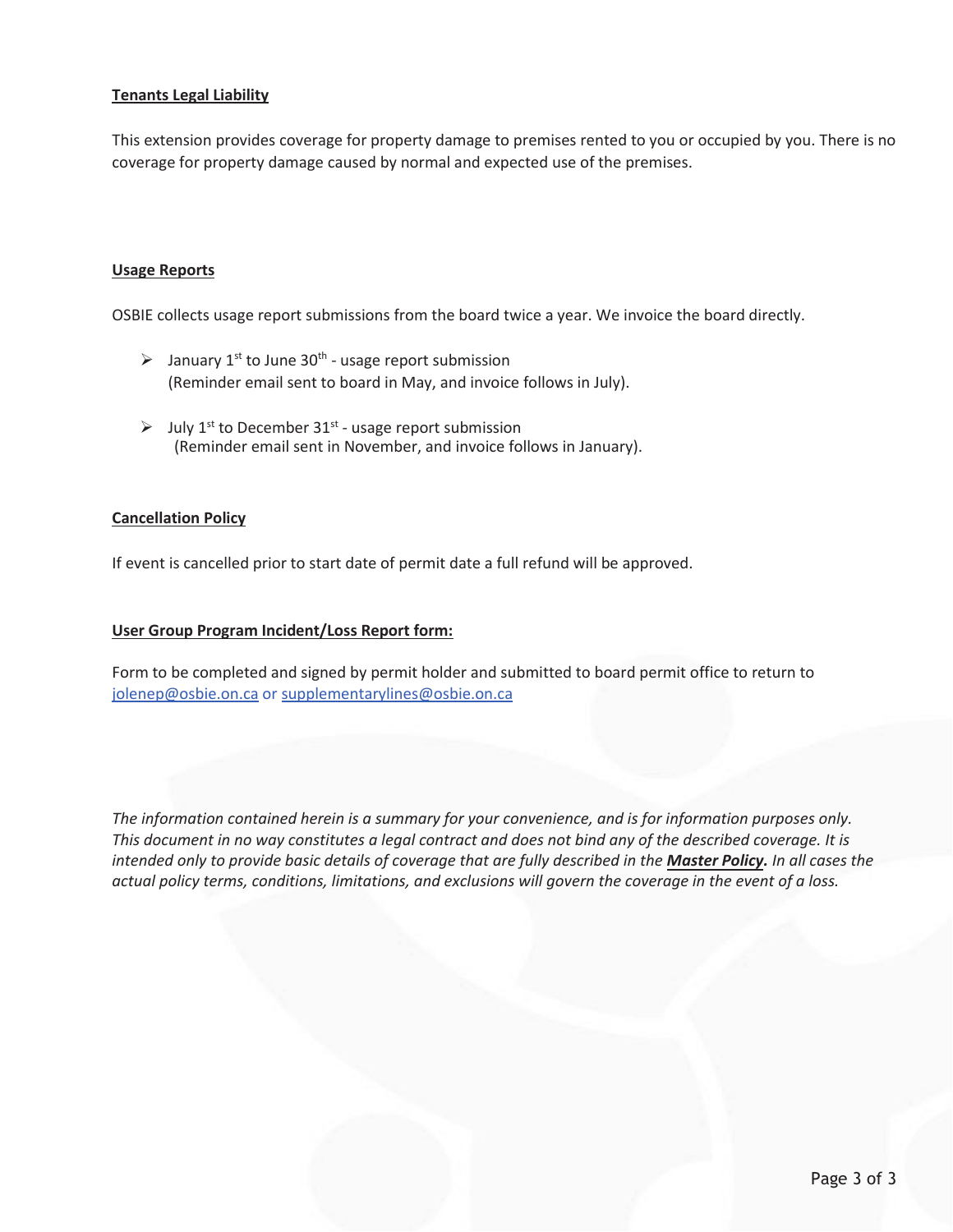**Tenants Legal Liability**

This extension provides coverage for property damage to premises rented to you or occupied by you. There is no coverage for property damage caused by normal and expected use of the premises.

**Usage Reports**

OSBIE collects usage report submissions from the board twice a year. We invoice the board directly.

- January 1st to June 30th - usage report submission (Reminder email sent to board in May, and invoice follows in July).
- July 1st to December 31st - usage report submission (Reminder email sent in November, and invoice follows in January).

**Cancellation Policy**

If event is cancelled prior to start date of permit date a full refund will be approved.

**User Group Program Incident/Loss Report form:**

Form to be completed and signed by permit holder and submitted to board permit office to return to jolenep@osbie.on.ca or supplementarylines@osbie.on.ca

*The information contained herein is a summary for your convenience, and is for information purposes only. This document in no way constitutes a legal contract and does not bind any of the described coverage. It is intended only to provide basic details of coverage that are fully described in the* ***Master Policy****. In all cases the actual policy terms, conditions, limitations, and exclusions will govern the coverage in the event of a loss.*